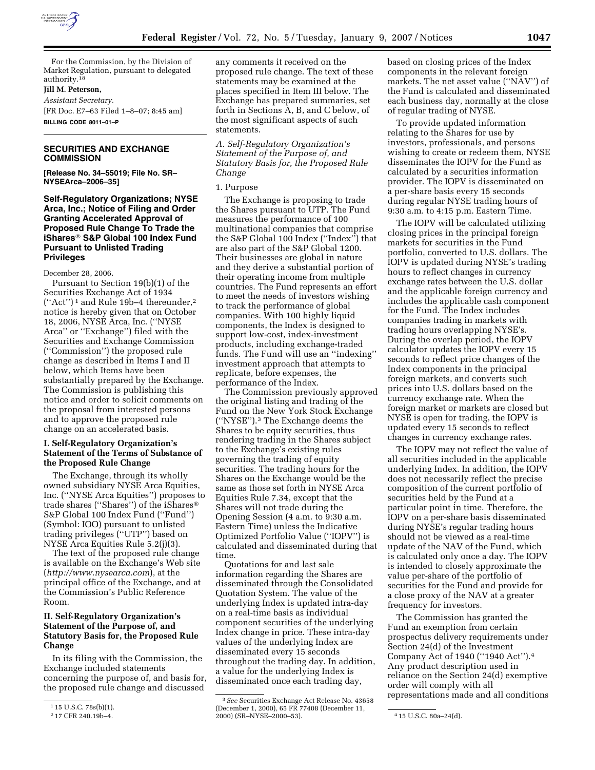For the Commission, by the Division of Market Regulation, pursuant to delegated authority.[18]

**Jill M. Peterson,**

*Assistant Secretary.*

[FR Doc. E7–63 Filed 1–8–07; 8:45 am]

**BILLING CODE 8011–01–P**

## SECURITIES AND EXCHANGE COMMISSION

**[Release No. 34–55019; File No. SR–NYSEArca–2006–35]**

## Self-Regulatory Organizations; NYSE Arca, Inc.; Notice of Filing and Order Granting Accelerated Approval of Proposed Rule Change To Trade the iShares® S&P Global 100 Index Fund Pursuant to Unlisted Trading Privileges

December 28, 2006.

Pursuant to Section 19(b)(1) of the Securities Exchange Act of 1934 (''Act'')[1] and Rule 19b–4 thereunder,[2] notice is hereby given that on October 18, 2006, NYSE Arca, Inc. (''NYSE Arca'' or ''Exchange'') filed with the Securities and Exchange Commission (''Commission'') the proposed rule change as described in Items I and II below, which Items have been substantially prepared by the Exchange. The Commission is publishing this notice and order to solicit comments on the proposal from interested persons and to approve the proposed rule change on an accelerated basis.

### I. Self-Regulatory Organization's Statement of the Terms of Substance of the Proposed Rule Change

The Exchange, through its wholly owned subsidiary NYSE Arca Equities, Inc. (''NYSE Arca Equities'') proposes to trade shares (''Shares'') of the iShares® S&P Global 100 Index Fund (''Fund'') (Symbol: IOO) pursuant to unlisted trading privileges (''UTP'') based on NYSE Arca Equities Rule 5.2(j)(3).

The text of the proposed rule change is available on the Exchange's Web site (*http://www.nysearca.com*), at the principal office of the Exchange, and at the Commission's Public Reference Room.

### II. Self-Regulatory Organization's Statement of the Purpose of, and Statutory Basis for, the Proposed Rule Change

In its filing with the Commission, the Exchange included statements concerning the purpose of, and basis for, the proposed rule change and discussed any comments it received on the proposed rule change. The text of these statements may be examined at the places specified in Item III below. The Exchange has prepared summaries, set forth in Sections A, B, and C below, of the most significant aspects of such statements.

*A. Self-Regulatory Organization's Statement of the Purpose of, and Statutory Basis for, the Proposed Rule Change*

1. Purpose

The Exchange is proposing to trade the Shares pursuant to UTP. The Fund measures the performance of 100 multinational companies that comprise the S&P Global 100 Index (''Index'') that are also part of the S&P Global 1200. Their businesses are global in nature and they derive a substantial portion of their operating income from multiple countries. The Fund represents an effort to meet the needs of investors wishing to track the performance of global companies. With 100 highly liquid components, the Index is designed to support low-cost, index-investment products, including exchange-traded funds. The Fund will use an ''indexing'' investment approach that attempts to replicate, before expenses, the performance of the Index.

The Commission previously approved the original listing and trading of the Fund on the New York Stock Exchange (''NYSE'').[3] The Exchange deems the Shares to be equity securities, thus rendering trading in the Shares subject to the Exchange's existing rules governing the trading of equity securities. The trading hours for the Shares on the Exchange would be the same as those set forth in NYSE Arca Equities Rule 7.34, except that the Shares will not trade during the Opening Session (4 a.m. to 9:30 a.m. Eastern Time) unless the Indicative Optimized Portfolio Value (''IOPV'') is calculated and disseminated during that time.

Quotations for and last sale information regarding the Shares are disseminated through the Consolidated Quotation System. The value of the underlying Index is updated intra-day on a real-time basis as individual component securities of the underlying Index change in price. These intra-day values of the underlying Index are disseminated every 15 seconds throughout the trading day. In addition, a value for the underlying Index is disseminated once each trading day, based on closing prices of the Index components in the relevant foreign markets. The net asset value (''NAV'') of the Fund is calculated and disseminated each business day, normally at the close of regular trading of NYSE.

To provide updated information relating to the Shares for use by investors, professionals, and persons wishing to create or redeem them, NYSE disseminates the IOPV for the Fund as calculated by a securities information provider. The IOPV is disseminated on a per-share basis every 15 seconds during regular NYSE trading hours of 9:30 a.m. to 4:15 p.m. Eastern Time.

The IOPV will be calculated utilizing closing prices in the principal foreign markets for securities in the Fund portfolio, converted to U.S. dollars. The IOPV is updated during NYSE's trading hours to reflect changes in currency exchange rates between the U.S. dollar and the applicable foreign currency and includes the applicable cash component for the Fund. The Index includes companies trading in markets with trading hours overlapping NYSE's. During the overlap period, the IOPV calculator updates the IOPV every 15 seconds to reflect price changes of the Index components in the principal foreign markets, and converts such prices into U.S. dollars based on the currency exchange rate. When the foreign market or markets are closed but NYSE is open for trading, the IOPV is updated every 15 seconds to reflect changes in currency exchange rates.

The IOPV may not reflect the value of all securities included in the applicable underlying Index. In addition, the IOPV does not necessarily reflect the precise composition of the current portfolio of securities held by the Fund at a particular point in time. Therefore, the IOPV on a per-share basis disseminated during NYSE's regular trading hours should not be viewed as a real-time update of the NAV of the Fund, which is calculated only once a day. The IOPV is intended to closely approximate the value per-share of the portfolio of securities for the Fund and provide for a close proxy of the NAV at a greater frequency for investors.

The Commission has granted the Fund an exemption from certain prospectus delivery requirements under Section 24(d) of the Investment Company Act of 1940 (''1940 Act'').[4] Any product description used in reliance on the Section 24(d) exemptive order will comply with all representations made and all conditions

---

[1] 15 U.S.C. 78s(b)(1).

[2] 17 CFR 240.19b–4.

[3] *See* Securities Exchange Act Release No. 43658 (December 1, 2000), 65 FR 77408 (December 11, 2000) (SR–NYSE–2000–53).

[4] 15 U.S.C. 80a–24(d).

[18] 17 CFR 200.30–3(a)(12).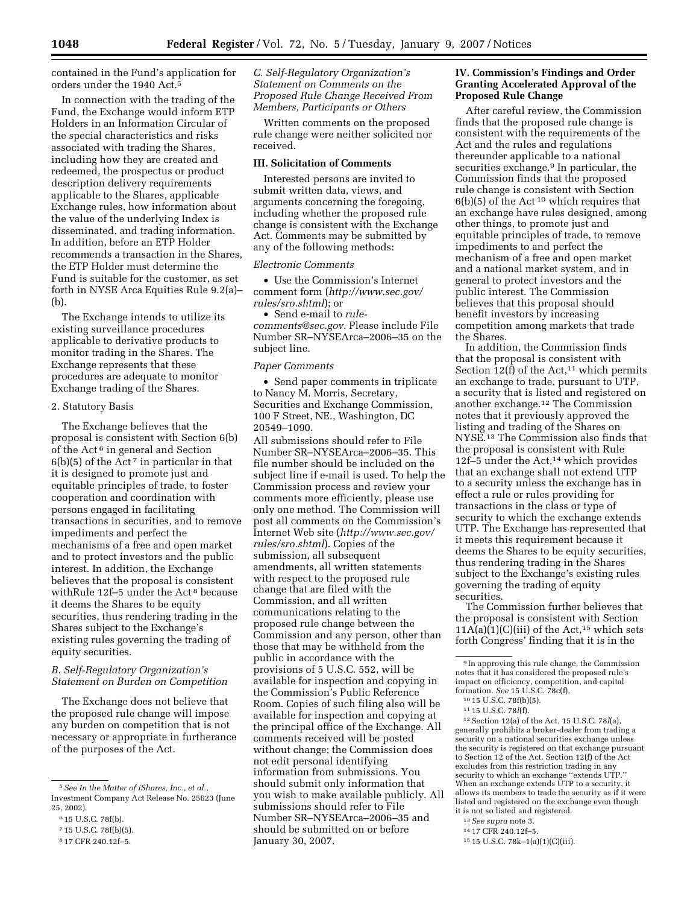contained in the Fund's application for orders under the 1940 Act.[5]

In connection with the trading of the Fund, the Exchange would inform ETP Holders in an Information Circular of the special characteristics and risks associated with trading the Shares, including how they are created and redeemed, the prospectus or product description delivery requirements applicable to the Shares, applicable Exchange rules, how information about the value of the underlying Index is disseminated, and trading information. In addition, before an ETP Holder recommends a transaction in the Shares, the ETP Holder must determine the Fund is suitable for the customer, as set forth in NYSE Arca Equities Rule 9.2(a)–(b).

The Exchange intends to utilize its existing surveillance procedures applicable to derivative products to monitor trading in the Shares. The Exchange represents that these procedures are adequate to monitor Exchange trading of the Shares.

2. Statutory Basis

The Exchange believes that the proposal is consistent with Section 6(b) of the Act[6] in general and Section 6(b)(5) of the Act[7] in particular in that it is designed to promote just and equitable principles of trade, to foster cooperation and coordination with persons engaged in facilitating transactions in securities, and to remove impediments and perfect the mechanisms of a free and open market and to protect investors and the public interest. In addition, the Exchange believes that the proposal is consistent withRule 12f–5 under the Act[8] because it deems the Shares to be equity securities, thus rendering trading in the Shares subject to the Exchange's existing rules governing the trading of equity securities.

*B. Self-Regulatory Organization's Statement on Burden on Competition*

The Exchange does not believe that the proposed rule change will impose any burden on competition that is not necessary or appropriate in furtherance of the purposes of the Act.

*C. Self-Regulatory Organization's Statement on Comments on the Proposed Rule Change Received From Members, Participants or Others*

Written comments on the proposed rule change were neither solicited nor received.

**III. Solicitation of Comments**

Interested persons are invited to submit written data, views, and arguments concerning the foregoing, including whether the proposed rule change is consistent with the Exchange Act. Comments may be submitted by any of the following methods:

*Electronic Comments*

- Use the Commission's Internet comment form (*http://www.sec.gov/rules/sro.shtml*); or
- Send e-mail to *rule-comments@sec.gov.* Please include File Number SR–NYSEArca–2006–35 on the subject line.

*Paper Comments*

- Send paper comments in triplicate to Nancy M. Morris, Secretary, Securities and Exchange Commission, 100 F Street, NE., Washington, DC 20549–1090.

All submissions should refer to File Number SR–NYSEArca–2006–35. This file number should be included on the subject line if e-mail is used. To help the Commission process and review your comments more efficiently, please use only one method. The Commission will post all comments on the Commission's Internet Web site (*http://www.sec.gov/rules/sro.shtml*). Copies of the submission, all subsequent amendments, all written statements with respect to the proposed rule change that are filed with the Commission, and all written communications relating to the proposed rule change between the Commission and any person, other than those that may be withheld from the public in accordance with the provisions of 5 U.S.C. 552, will be available for inspection and copying in the Commission's Public Reference Room. Copies of such filing also will be available for inspection and copying at the principal office of the Exchange. All comments received will be posted without change; the Commission does not edit personal identifying information from submissions. You should submit only information that you wish to make available publicly. All submissions should refer to File Number SR–NYSEArca–2006–35 and should be submitted on or before January 30, 2007.

**IV. Commission's Findings and Order Granting Accelerated Approval of the Proposed Rule Change**

After careful review, the Commission finds that the proposed rule change is consistent with the requirements of the Act and the rules and regulations thereunder applicable to a national securities exchange.[9] In particular, the Commission finds that the proposed rule change is consistent with Section 6(b)(5) of the Act[10] which requires that an exchange have rules designed, among other things, to promote just and equitable principles of trade, to remove impediments to and perfect the mechanism of a free and open market and a national market system, and in general to protect investors and the public interest. The Commission believes that this proposal should benefit investors by increasing competition among markets that trade the Shares.

In addition, the Commission finds that the proposal is consistent with Section 12(f) of the Act,[11] which permits an exchange to trade, pursuant to UTP, a security that is listed and registered on another exchange.[12] The Commission notes that it previously approved the listing and trading of the Shares on NYSE.[13] The Commission also finds that the proposal is consistent with Rule 12f–5 under the Act,[14] which provides that an exchange shall not extend UTP to a security unless the exchange has in effect a rule or rules providing for transactions in the class or type of security to which the exchange extends UTP. The Exchange has represented that it meets this requirement because it deems the Shares to be equity securities, thus rendering trading in the Shares subject to the Exchange's existing rules governing the trading of equity securities.

The Commission further believes that the proposal is consistent with Section 11A(a)(1)(C)(iii) of the Act,[15] which sets forth Congress' finding that it is in the

---

[5] *See In the Matter of iShares, Inc., et al.*, Investment Company Act Release No. 25623 (June 25, 2002).

[6] 15 U.S.C. 78f(b).

[7] 15 U.S.C. 78f(b)(5).

[8] 17 CFR 240.12f–5.

[9] In approving this rule change, the Commission notes that it has considered the proposed rule's impact on efficiency, competition, and capital formation. *See* 15 U.S.C. 78c(f).

[10] 15 U.S.C. 78f(b)(5).

[11] 15 U.S.C. 78*l*(f).

[12] Section 12(a) of the Act, 15 U.S.C. 78*l*(a), generally prohibits a broker-dealer from trading a security on a national securities exchange unless the security is registered on that exchange pursuant to Section 12 of the Act. Section 12(f) of the Act excludes from this restriction trading in any security to which an exchange "extends UTP." When an exchange extends UTP to a security, it allows its members to trade the security as if it were listed and registered on the exchange even though it is not so listed and registered.

[13] *See supra* note 3.

[14] 17 CFR 240.12f–5.

[15] 15 U.S.C. 78k–1(a)(1)(C)(iii).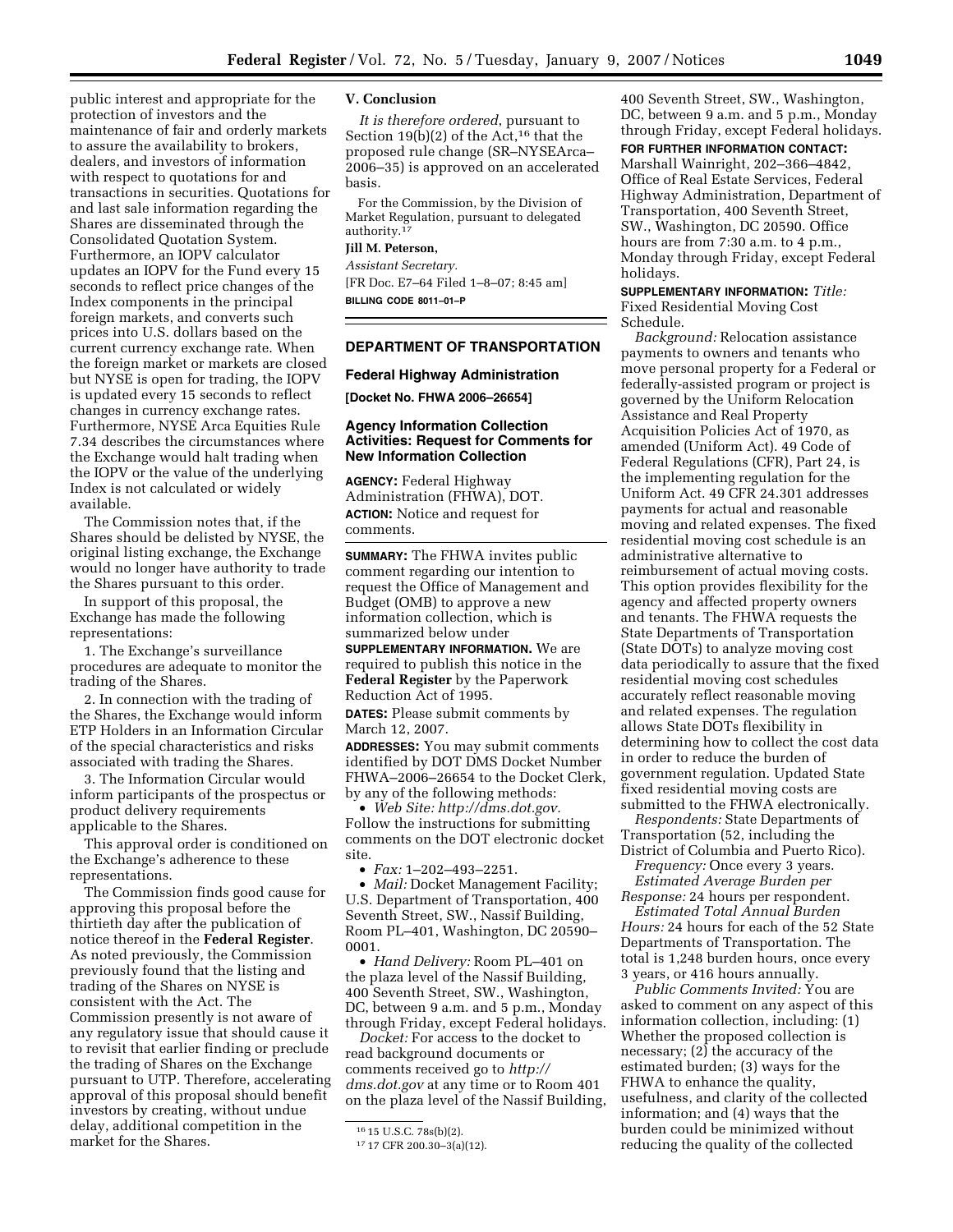public interest and appropriate for the protection of investors and the maintenance of fair and orderly markets to assure the availability to brokers, dealers, and investors of information with respect to quotations for and transactions in securities. Quotations for and last sale information regarding the Shares are disseminated through the Consolidated Quotation System. Furthermore, an IOPV calculator updates an IOPV for the Fund every 15 seconds to reflect price changes of the Index components in the principal foreign markets, and converts such prices into U.S. dollars based on the current currency exchange rate. When the foreign market or markets are closed but NYSE is open for trading, the IOPV is updated every 15 seconds to reflect changes in currency exchange rates. Furthermore, NYSE Arca Equities Rule 7.34 describes the circumstances where the Exchange would halt trading when the IOPV or the value of the underlying Index is not calculated or widely available.

The Commission notes that, if the Shares should be delisted by NYSE, the original listing exchange, the Exchange would no longer have authority to trade the Shares pursuant to this order.

In support of this proposal, the Exchange has made the following representations:

1. The Exchange's surveillance procedures are adequate to monitor the trading of the Shares.

2. In connection with the trading of the Shares, the Exchange would inform ETP Holders in an Information Circular of the special characteristics and risks associated with trading the Shares.

3. The Information Circular would inform participants of the prospectus or product delivery requirements applicable to the Shares.

This approval order is conditioned on the Exchange's adherence to these representations.

The Commission finds good cause for approving this proposal before the thirtieth day after the publication of notice thereof in the **Federal Register**. As noted previously, the Commission previously found that the listing and trading of the Shares on NYSE is consistent with the Act. The Commission presently is not aware of any regulatory issue that should cause it to revisit that earlier finding or preclude the trading of Shares on the Exchange pursuant to UTP. Therefore, accelerating approval of this proposal should benefit investors by creating, without undue delay, additional competition in the market for the Shares.

## V. Conclusion

*It is therefore ordered*, pursuant to Section 19(b)(2) of the Act,[16] that the proposed rule change (SR–NYSEArca–2006–35) is approved on an accelerated basis.

For the Commission, by the Division of Market Regulation, pursuant to delegated authority.[17]

**Jill M. Peterson,**

*Assistant Secretary.*

[FR Doc. E7–64 Filed 1–8–07; 8:45 am]

**BILLING CODE 8011–01–P**

[16] 15 U.S.C. 78s(b)(2).

[17] 17 CFR 200.30–3(a)(12).

# DEPARTMENT OF TRANSPORTATION

## Federal Highway Administration

**[Docket No. FHWA 2006–26654]**

## Agency Information Collection Activities: Request for Comments for New Information Collection

**AGENCY:** Federal Highway Administration (FHWA), DOT.

**ACTION:** Notice and request for comments.

**SUMMARY:** The FHWA invites public comment regarding our intention to request the Office of Management and Budget (OMB) to approve a new information collection, which is summarized below under **SUPPLEMENTARY INFORMATION.** We are required to publish this notice in the **Federal Register** by the Paperwork Reduction Act of 1995.

**DATES:** Please submit comments by March 12, 2007.

**ADDRESSES:** You may submit comments identified by DOT DMS Docket Number FHWA–2006–26654 to the Docket Clerk, by any of the following methods:

- *Web Site: http://dms.dot.gov.* Follow the instructions for submitting comments on the DOT electronic docket site.
- *Fax:* 1–202–493–2251.
- *Mail:* Docket Management Facility; U.S. Department of Transportation, 400 Seventh Street, SW., Nassif Building, Room PL–401, Washington, DC 20590–0001.
- *Hand Delivery:* Room PL–401 on the plaza level of the Nassif Building, 400 Seventh Street, SW., Washington, DC, between 9 a.m. and 5 p.m., Monday through Friday, except Federal holidays.

*Docket:* For access to the docket to read background documents or comments received go to *http://dms.dot.gov* at any time or to Room 401 on the plaza level of the Nassif Building, 400 Seventh Street, SW., Washington, DC, between 9 a.m. and 5 p.m., Monday through Friday, except Federal holidays.

**FOR FURTHER INFORMATION CONTACT:** Marshall Wainright, 202–366–4842, Office of Real Estate Services, Federal Highway Administration, Department of Transportation, 400 Seventh Street, SW., Washington, DC 20590. Office hours are from 7:30 a.m. to 4 p.m., Monday through Friday, except Federal holidays.

**SUPPLEMENTARY INFORMATION:** *Title:* Fixed Residential Moving Cost Schedule.

*Background:* Relocation assistance payments to owners and tenants who move personal property for a Federal or federally-assisted program or project is governed by the Uniform Relocation Assistance and Real Property Acquisition Policies Act of 1970, as amended (Uniform Act). 49 Code of Federal Regulations (CFR), Part 24, is the implementing regulation for the Uniform Act. 49 CFR 24.301 addresses payments for actual and reasonable moving and related expenses. The fixed residential moving cost schedule is an administrative alternative to reimbursement of actual moving costs. This option provides flexibility for the agency and affected property owners and tenants. The FHWA requests the State Departments of Transportation (State DOTs) to analyze moving cost data periodically to assure that the fixed residential moving cost schedules accurately reflect reasonable moving and related expenses. The regulation allows State DOTs flexibility in determining how to collect the cost data in order to reduce the burden of government regulation. Updated State fixed residential moving costs are submitted to the FHWA electronically.

*Respondents:* State Departments of Transportation (52, including the District of Columbia and Puerto Rico).

*Frequency:* Once every 3 years.

*Estimated Average Burden per Response:* 24 hours per respondent.

*Estimated Total Annual Burden Hours:* 24 hours for each of the 52 State Departments of Transportation. The total is 1,248 burden hours, once every 3 years, or 416 hours annually.

*Public Comments Invited:* You are asked to comment on any aspect of this information collection, including: (1) Whether the proposed collection is necessary; (2) the accuracy of the estimated burden; (3) ways for the FHWA to enhance the quality, usefulness, and clarity of the collected information; and (4) ways that the burden could be minimized without reducing the quality of the collected